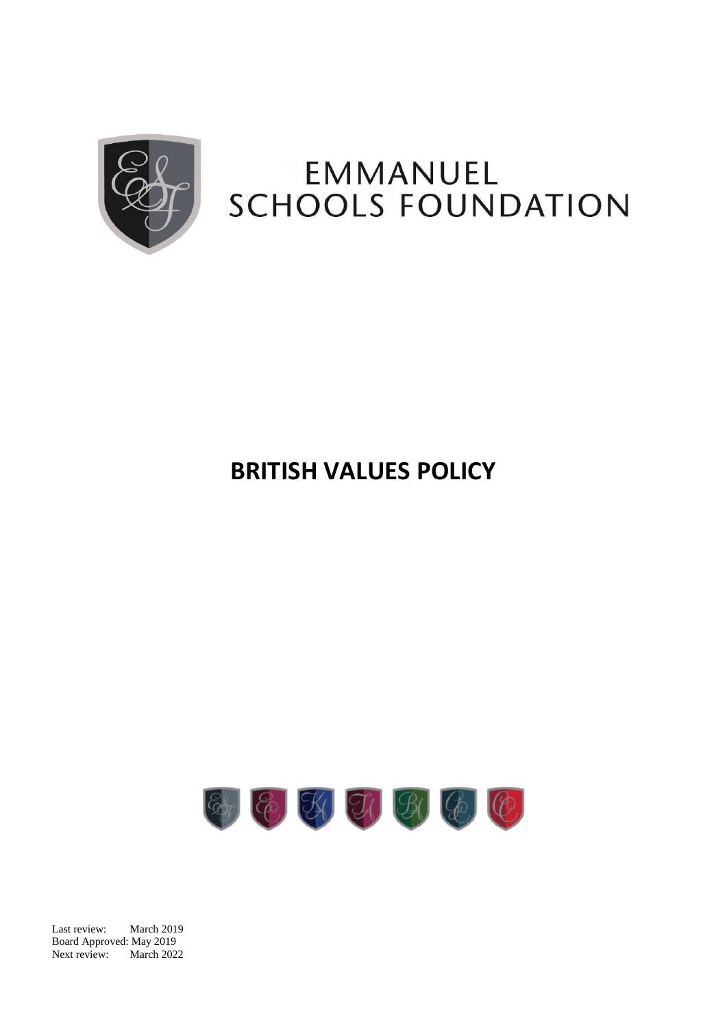EMMANUEL SCHOOLS FOUNDATION

# BRITISH VALUES POLICY

Last review: March 2019
Board Approved: May 2019
Next review: March 2022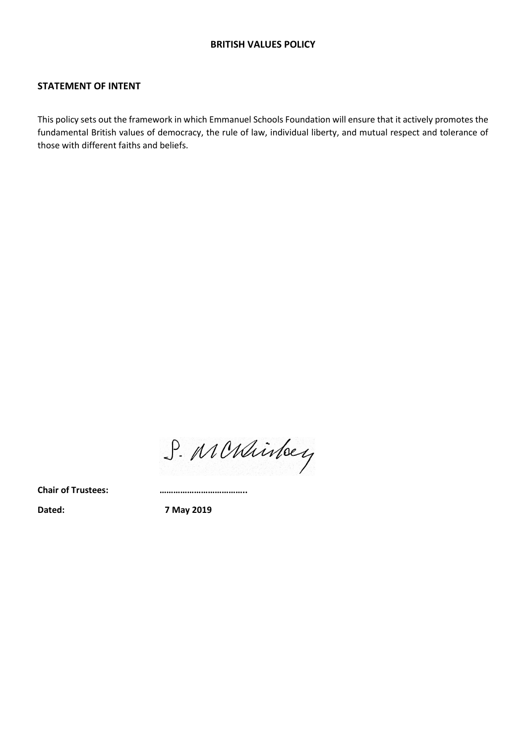**BRITISH VALUES POLICY**

## STATEMENT OF INTENT

This policy sets out the framework in which Emmanuel Schools Foundation will ensure that it actively promotes the fundamental British values of democracy, the rule of law, individual liberty, and mutual respect and tolerance of those with different faiths and beliefs.

S. McKinley

**Chair of Trustees:** ………………………………..

**Dated:** **7 May 2019**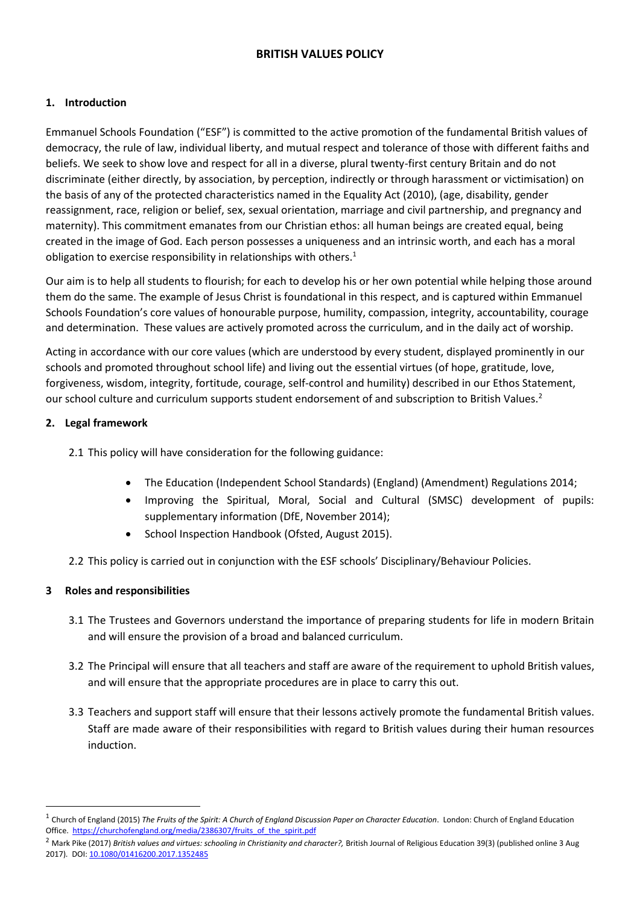# BRITISH VALUES POLICY

## 1. Introduction

Emmanuel Schools Foundation ("ESF") is committed to the active promotion of the fundamental British values of democracy, the rule of law, individual liberty, and mutual respect and tolerance of those with different faiths and beliefs. We seek to show love and respect for all in a diverse, plural twenty-first century Britain and do not discriminate (either directly, by association, by perception, indirectly or through harassment or victimisation) on the basis of any of the protected characteristics named in the Equality Act (2010), (age, disability, gender reassignment, race, religion or belief, sex, sexual orientation, marriage and civil partnership, and pregnancy and maternity). This commitment emanates from our Christian ethos: all human beings are created equal, being created in the image of God. Each person possesses a uniqueness and an intrinsic worth, and each has a moral obligation to exercise responsibility in relationships with others.[1]

Our aim is to help all students to flourish; for each to develop his or her own potential while helping those around them do the same. The example of Jesus Christ is foundational in this respect, and is captured within Emmanuel Schools Foundation's core values of honourable purpose, humility, compassion, integrity, accountability, courage and determination. These values are actively promoted across the curriculum, and in the daily act of worship.

Acting in accordance with our core values (which are understood by every student, displayed prominently in our schools and promoted throughout school life) and living out the essential virtues (of hope, gratitude, love, forgiveness, wisdom, integrity, fortitude, courage, self-control and humility) described in our Ethos Statement, our school culture and curriculum supports student endorsement of and subscription to British Values.[2]

## 2. Legal framework

2.1 This policy will have consideration for the following guidance:

- The Education (Independent School Standards) (England) (Amendment) Regulations 2014;
- Improving the Spiritual, Moral, Social and Cultural (SMSC) development of pupils: supplementary information (DfE, November 2014);
- School Inspection Handbook (Ofsted, August 2015).

2.2 This policy is carried out in conjunction with the ESF schools' Disciplinary/Behaviour Policies.

## 3 Roles and responsibilities

3.1 The Trustees and Governors understand the importance of preparing students for life in modern Britain and will ensure the provision of a broad and balanced curriculum.

3.2 The Principal will ensure that all teachers and staff are aware of the requirement to uphold British values, and will ensure that the appropriate procedures are in place to carry this out.

3.3 Teachers and support staff will ensure that their lessons actively promote the fundamental British values. Staff are made aware of their responsibilities with regard to British values during their human resources induction.

---

[1] Church of England (2015) *The Fruits of the Spirit: A Church of England Discussion Paper on Character Education*. London: Church of England Education Office. https://churchofengland.org/media/2386307/fruits_of_the_spirit.pdf

[2] Mark Pike (2017) *British values and virtues: schooling in Christianity and character?,* British Journal of Religious Education 39(3) (published online 3 Aug 2017). DOI: 10.1080/01416200.2017.1352485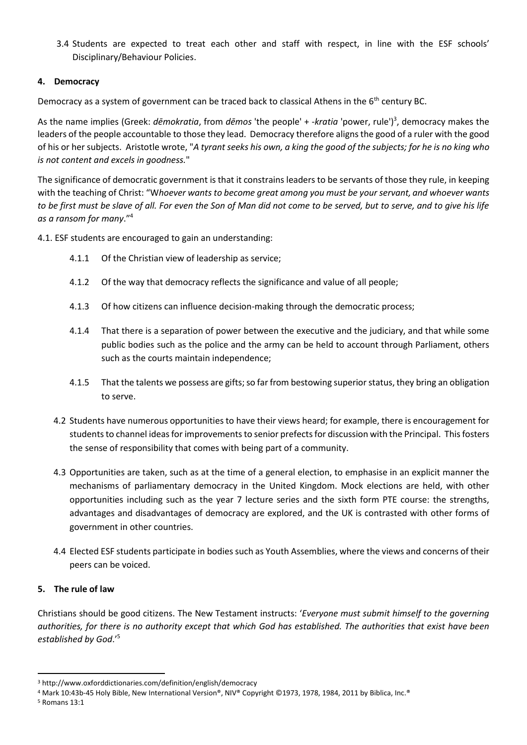3.4 Students are expected to treat each other and staff with respect, in line with the ESF schools' Disciplinary/Behaviour Policies.

## 4. Democracy

Democracy as a system of government can be traced back to classical Athens in the 6th century BC.

As the name implies (Greek: *dēmokratia*, from *dēmos* 'the people' + *-kratia* 'power, rule')[3], democracy makes the leaders of the people accountable to those they lead. Democracy therefore aligns the good of a ruler with the good of his or her subjects. Aristotle wrote, "*A tyrant seeks his own, a king the good of the subjects; for he is no king who is not content and excels in goodness.*"

The significance of democratic government is that it constrains leaders to be servants of those they rule, in keeping with the teaching of Christ: "W*hoever wants to become great among you must be your servant, and whoever wants to be first must be slave of all. For even the Son of Man did not come to be served, but to serve, and to give his life as a ransom for many*."[4]

4.1. ESF students are encouraged to gain an understanding:

- 4.1.1 Of the Christian view of leadership as service;
- 4.1.2 Of the way that democracy reflects the significance and value of all people;
- 4.1.3 Of how citizens can influence decision-making through the democratic process;
- 4.1.4 That there is a separation of power between the executive and the judiciary, and that while some public bodies such as the police and the army can be held to account through Parliament, others such as the courts maintain independence;
- 4.1.5 That the talents we possess are gifts; so far from bestowing superior status, they bring an obligation to serve.

4.2 Students have numerous opportunities to have their views heard; for example, there is encouragement for students to channel ideas for improvements to senior prefects for discussion with the Principal. This fosters the sense of responsibility that comes with being part of a community.

4.3 Opportunities are taken, such as at the time of a general election, to emphasise in an explicit manner the mechanisms of parliamentary democracy in the United Kingdom. Mock elections are held, with other opportunities including such as the year 7 lecture series and the sixth form PTE course: the strengths, advantages and disadvantages of democracy are explored, and the UK is contrasted with other forms of government in other countries.

4.4 Elected ESF students participate in bodies such as Youth Assemblies, where the views and concerns of their peers can be voiced.

## 5. The rule of law

Christians should be good citizens. The New Testament instructs: '*Everyone must submit himself to the governing authorities, for there is no authority except that which God has established. The authorities that exist have been established by God*.'[5]

---

[3] http://www.oxforddictionaries.com/definition/english/democracy

[4] Mark 10:43b-45 Holy Bible, New International Version®, NIV® Copyright ©1973, 1978, 1984, 2011 by Biblica, Inc.®

[5] Romans 13:1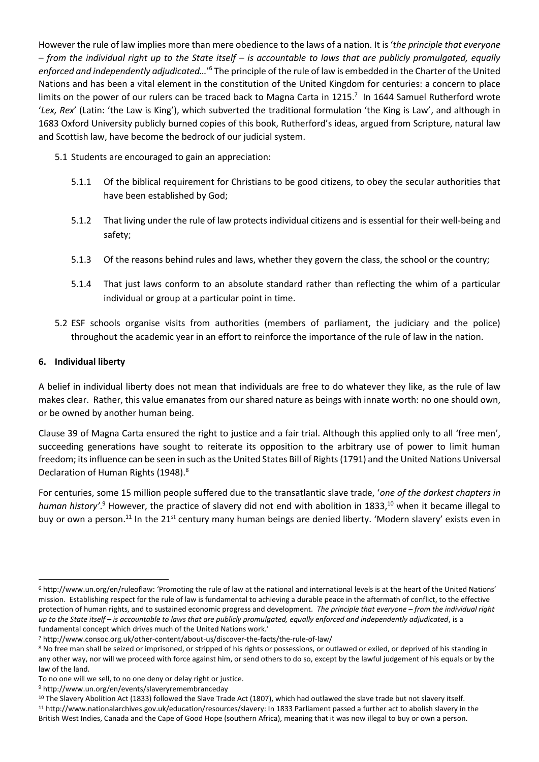However the rule of law implies more than mere obedience to the laws of a nation. It is '*the principle that everyone – from the individual right up to the State itself – is accountable to laws that are publicly promulgated, equally enforced and independently adjudicated…*'[6] The principle of the rule of law is embedded in the Charter of the United Nations and has been a vital element in the constitution of the United Kingdom for centuries: a concern to place limits on the power of our rulers can be traced back to Magna Carta in 1215.[7] In 1644 Samuel Rutherford wrote '*Lex, Rex*' (Latin: 'the Law is King'), which subverted the traditional formulation 'the King is Law', and although in 1683 Oxford University publicly burned copies of this book, Rutherford's ideas, argued from Scripture, natural law and Scottish law, have become the bedrock of our judicial system.

5.1 Students are encouraged to gain an appreciation:

5.1.1 Of the biblical requirement for Christians to be good citizens, to obey the secular authorities that have been established by God;

5.1.2 That living under the rule of law protects individual citizens and is essential for their well-being and safety;

5.1.3 Of the reasons behind rules and laws, whether they govern the class, the school or the country;

5.1.4 That just laws conform to an absolute standard rather than reflecting the whim of a particular individual or group at a particular point in time.

5.2 ESF schools organise visits from authorities (members of parliament, the judiciary and the police) throughout the academic year in an effort to reinforce the importance of the rule of law in the nation.

## 6. Individual liberty

A belief in individual liberty does not mean that individuals are free to do whatever they like, as the rule of law makes clear. Rather, this value emanates from our shared nature as beings with innate worth: no one should own, or be owned by another human being.

Clause 39 of Magna Carta ensured the right to justice and a fair trial. Although this applied only to all 'free men', succeeding generations have sought to reiterate its opposition to the arbitrary use of power to limit human freedom; its influence can be seen in such as the United States Bill of Rights (1791) and the United Nations Universal Declaration of Human Rights (1948).[8]

For centuries, some 15 million people suffered due to the transatlantic slave trade, '*one of the darkest chapters in human history'*.[9] However, the practice of slavery did not end with abolition in 1833,[10] when it became illegal to buy or own a person.[11] In the 21st century many human beings are denied liberty. 'Modern slavery' exists even in

---

[6] http://www.un.org/en/ruleoflaw: 'Promoting the rule of law at the national and international levels is at the heart of the United Nations' mission. Establishing respect for the rule of law is fundamental to achieving a durable peace in the aftermath of conflict, to the effective protection of human rights, and to sustained economic progress and development. *The principle that everyone – from the individual right up to the State itself – is accountable to laws that are publicly promulgated, equally enforced and independently adjudicated*, is a fundamental concept which drives much of the United Nations work.'

[7] http://www.consoc.org.uk/other-content/about-us/discover-the-facts/the-rule-of-law/

[8] No free man shall be seized or imprisoned, or stripped of his rights or possessions, or outlawed or exiled, or deprived of his standing in any other way, nor will we proceed with force against him, or send others to do so, except by the lawful judgement of his equals or by the law of the land.

To no one will we sell, to no one deny or delay right or justice.

[9] http://www.un.org/en/events/slaveryremembranceday

[10] The Slavery Abolition Act (1833) followed the Slave Trade Act (1807), which had outlawed the slave trade but not slavery itself.

[11] http://www.nationalarchives.gov.uk/education/resources/slavery: In 1833 Parliament passed a further act to abolish slavery in the British West Indies, Canada and the Cape of Good Hope (southern Africa), meaning that it was now illegal to buy or own a person.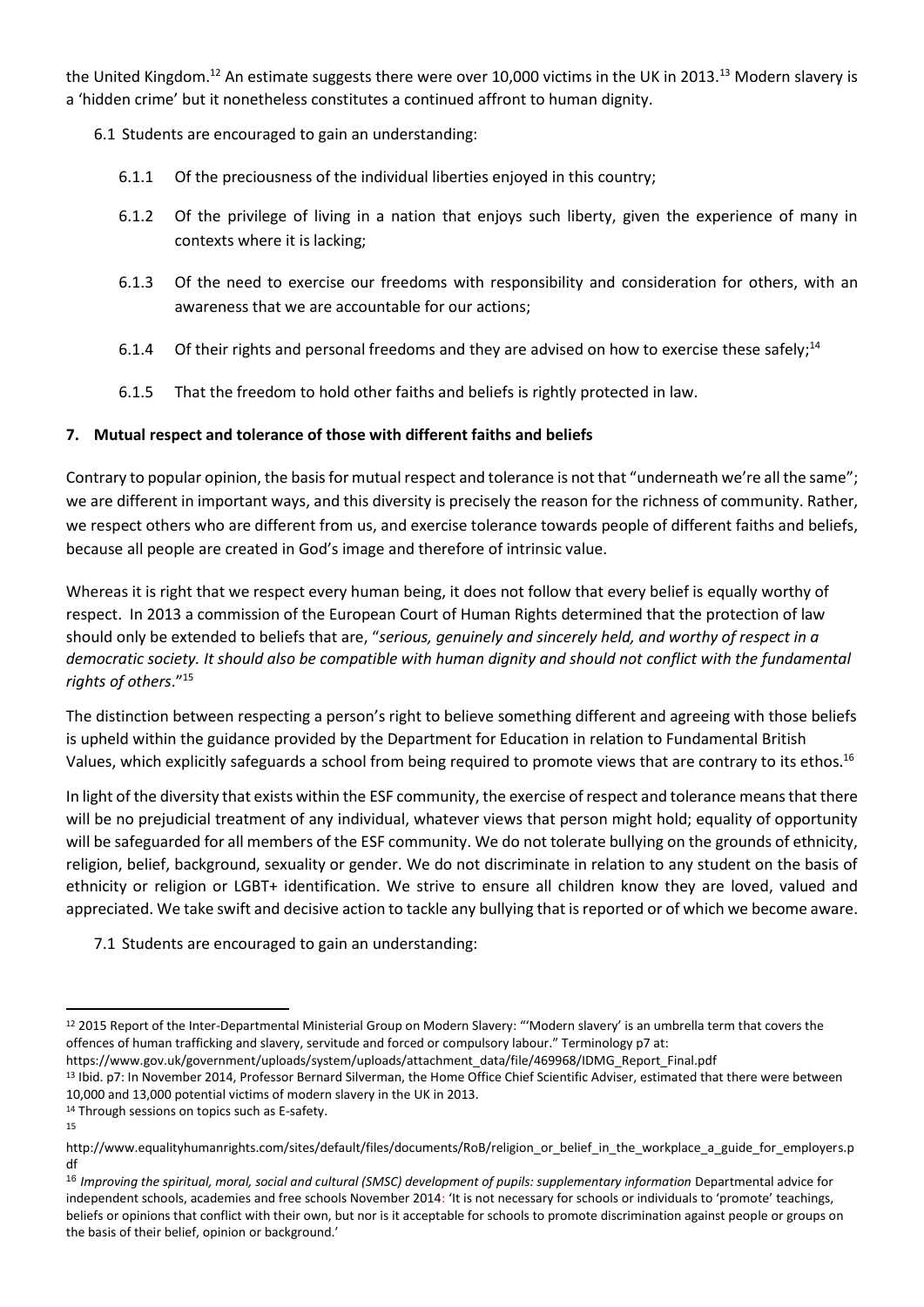the United Kingdom.[12] An estimate suggests there were over 10,000 victims in the UK in 2013.[13] Modern slavery is a 'hidden crime' but it nonetheless constitutes a continued affront to human dignity.

6.1 Students are encouraged to gain an understanding:

- 6.1.1 Of the preciousness of the individual liberties enjoyed in this country;
- 6.1.2 Of the privilege of living in a nation that enjoys such liberty, given the experience of many in contexts where it is lacking;
- 6.1.3 Of the need to exercise our freedoms with responsibility and consideration for others, with an awareness that we are accountable for our actions;
- 6.1.4 Of their rights and personal freedoms and they are advised on how to exercise these safely;[14]
- 6.1.5 That the freedom to hold other faiths and beliefs is rightly protected in law.

## 7. Mutual respect and tolerance of those with different faiths and beliefs

Contrary to popular opinion, the basis for mutual respect and tolerance is not that "underneath we're all the same"; we are different in important ways, and this diversity is precisely the reason for the richness of community. Rather, we respect others who are different from us, and exercise tolerance towards people of different faiths and beliefs, because all people are created in God's image and therefore of intrinsic value.

Whereas it is right that we respect every human being, it does not follow that every belief is equally worthy of respect. In 2013 a commission of the European Court of Human Rights determined that the protection of law should only be extended to beliefs that are, "*serious, genuinely and sincerely held, and worthy of respect in a democratic society. It should also be compatible with human dignity and should not conflict with the fundamental rights of others*."[15]

The distinction between respecting a person's right to believe something different and agreeing with those beliefs is upheld within the guidance provided by the Department for Education in relation to Fundamental British Values, which explicitly safeguards a school from being required to promote views that are contrary to its ethos.[16]

In light of the diversity that exists within the ESF community, the exercise of respect and tolerance means that there will be no prejudicial treatment of any individual, whatever views that person might hold; equality of opportunity will be safeguarded for all members of the ESF community. We do not tolerate bullying on the grounds of ethnicity, religion, belief, background, sexuality or gender. We do not discriminate in relation to any student on the basis of ethnicity or religion or LGBT+ identification. We strive to ensure all children know they are loved, valued and appreciated. We take swift and decisive action to tackle any bullying that is reported or of which we become aware.

7.1 Students are encouraged to gain an understanding:

---

[12] 2015 Report of the Inter-Departmental Ministerial Group on Modern Slavery: "'Modern slavery' is an umbrella term that covers the offences of human trafficking and slavery, servitude and forced or compulsory labour." Terminology p7 at: https://www.gov.uk/government/uploads/system/uploads/attachment_data/file/469968/IDMG_Report_Final.pdf

[13] Ibid. p7: In November 2014, Professor Bernard Silverman, the Home Office Chief Scientific Adviser, estimated that there were between 10,000 and 13,000 potential victims of modern slavery in the UK in 2013.

[14] Through sessions on topics such as E-safety.

[15] http://www.equalityhumanrights.com/sites/default/files/documents/RoB/religion_or_belief_in_the_workplace_a_guide_for_employers.pdf

[16] *Improving the spiritual, moral, social and cultural (SMSC) development of pupils: supplementary information* Departmental advice for independent schools, academies and free schools November 2014: 'It is not necessary for schools or individuals to 'promote' teachings, beliefs or opinions that conflict with their own, but nor is it acceptable for schools to promote discrimination against people or groups on the basis of their belief, opinion or background.'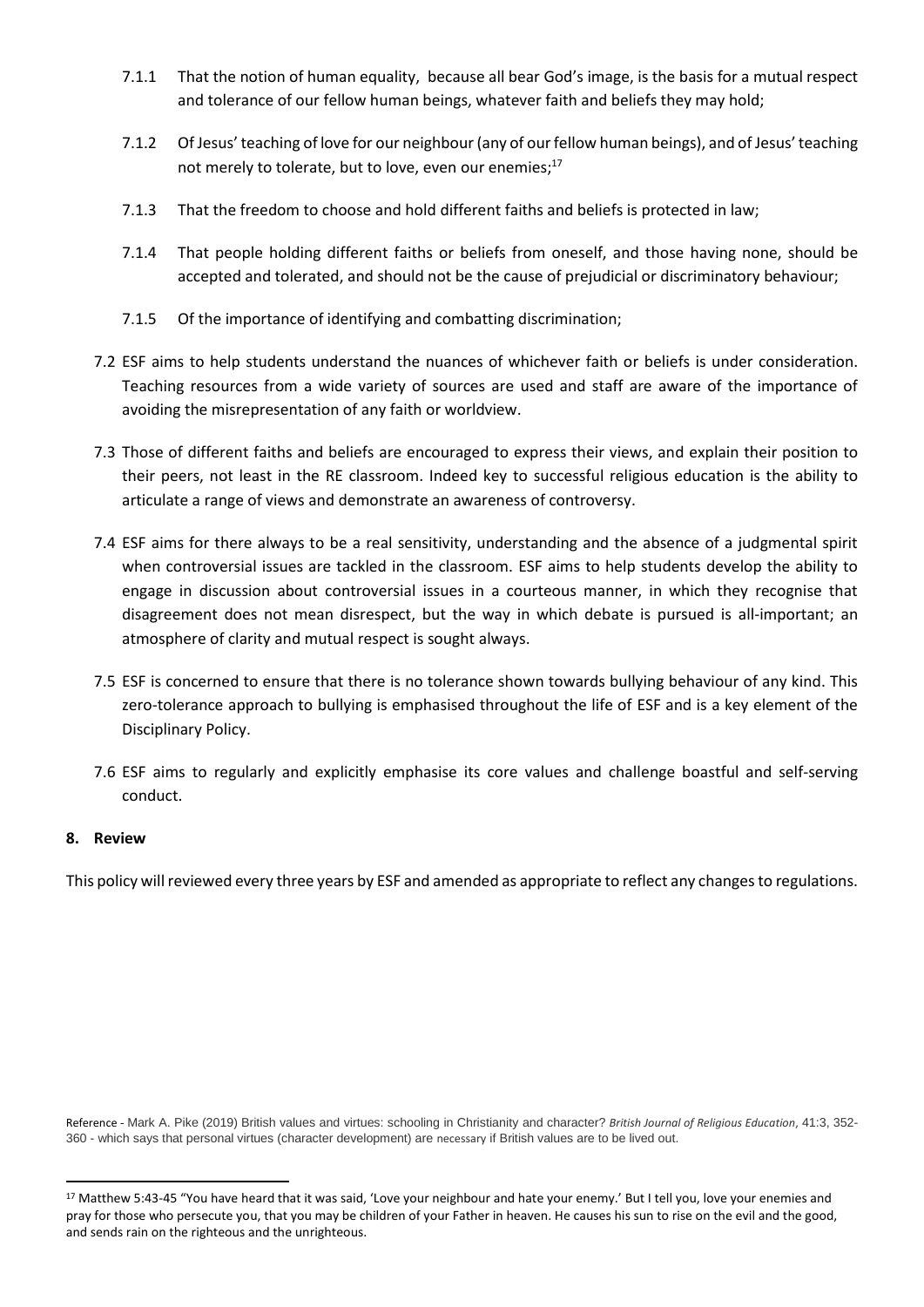7.1.1 That the notion of human equality, because all bear God's image, is the basis for a mutual respect and tolerance of our fellow human beings, whatever faith and beliefs they may hold;

7.1.2 Of Jesus' teaching of love for our neighbour (any of our fellow human beings), and of Jesus' teaching not merely to tolerate, but to love, even our enemies;[17]

7.1.3 That the freedom to choose and hold different faiths and beliefs is protected in law;

7.1.4 That people holding different faiths or beliefs from oneself, and those having none, should be accepted and tolerated, and should not be the cause of prejudicial or discriminatory behaviour;

7.1.5 Of the importance of identifying and combatting discrimination;

7.2 ESF aims to help students understand the nuances of whichever faith or beliefs is under consideration. Teaching resources from a wide variety of sources are used and staff are aware of the importance of avoiding the misrepresentation of any faith or worldview.

7.3 Those of different faiths and beliefs are encouraged to express their views, and explain their position to their peers, not least in the RE classroom. Indeed key to successful religious education is the ability to articulate a range of views and demonstrate an awareness of controversy.

7.4 ESF aims for there always to be a real sensitivity, understanding and the absence of a judgmental spirit when controversial issues are tackled in the classroom. ESF aims to help students develop the ability to engage in discussion about controversial issues in a courteous manner, in which they recognise that disagreement does not mean disrespect, but the way in which debate is pursued is all-important; an atmosphere of clarity and mutual respect is sought always.

7.5 ESF is concerned to ensure that there is no tolerance shown towards bullying behaviour of any kind. This zero-tolerance approach to bullying is emphasised throughout the life of ESF and is a key element of the Disciplinary Policy.

7.6 ESF aims to regularly and explicitly emphasise its core values and challenge boastful and self-serving conduct.

**8. Review**

This policy will reviewed every three years by ESF and amended as appropriate to reflect any changes to regulations.

Reference - Mark A. Pike (2019) British values and virtues: schooling in Christianity and character? *British Journal of Religious Education*, 41:3, 352-360 - which says that personal virtues (character development) are necessary if British values are to be lived out.

[17] Matthew 5:43-45 "You have heard that it was said, 'Love your neighbour and hate your enemy.' But I tell you, love your enemies and pray for those who persecute you, that you may be children of your Father in heaven. He causes his sun to rise on the evil and the good, and sends rain on the righteous and the unrighteous.